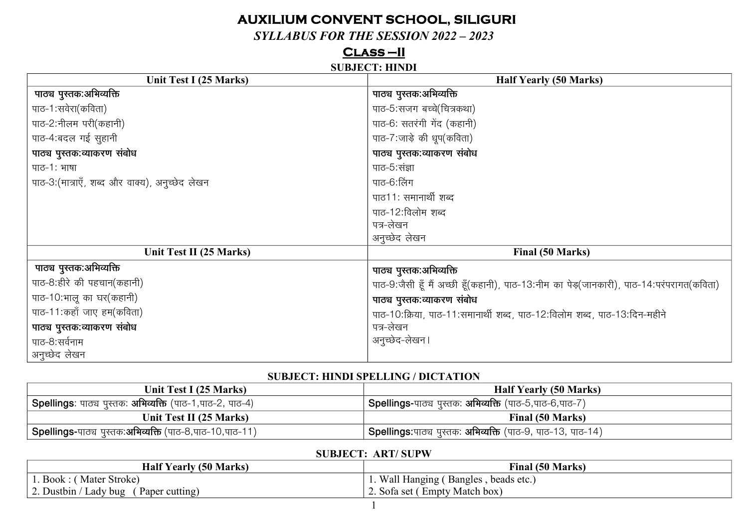# AUXILIUM CONVENT SCHOOL, SILIGURI

## *SYLLABUS FOR THE SESSION 2022 – 2023*

## Class –II

### SUBJECT: HINDI

| Unit Test I (25 Marks) | Half Yearly (50 Marks) |
|---|---|
| **पाठ्य पुस्तक:अभिव्यक्ति**<br>पाठ-1:सवेरा(कविता)<br>पाठ-2:नीलम परी(कहानी)<br>पाठ-4:बदल गई सुहानी<br>**पाठ्य पुस्तक:व्याकरण संबोध**<br>पाठ-1: भाषा<br>पाठ-3:(मात्राएँ, शब्द और वाक्य), अनुच्छेद लेखन | **पाठ्य पुस्तक:अभिव्यक्ति**<br>पाठ-5:सजग बच्चे(चित्रकथा)<br>पाठ-6: सतरंगी गेंद (कहानी)<br>पाठ-7:जाड़े की धूप(कविता)<br>**पाठ्य पुस्तक:व्याकरण संबोध**<br>पाठ-5:संज्ञा<br>पाठ-6:लिंग<br>पाठ11: समानार्थी शब्द<br>पाठ-12:विलोम शब्द<br>पत्र-लेखन<br>अनुच्छेद लेखन |
| **Unit Test II (25 Marks)** | **Final (50 Marks)** |
| **पाठ्य पुस्तक:अभिव्यक्ति**<br>पाठ-8:हीरे की पहचान(कहानी)<br>पाठ-10:भालू का घर(कहानी)<br>पाठ-11:कहाँ जाए हम(कविता)<br>**पाठ्य पुस्तक:व्याकरण संबोध**<br>पाठ-8:सर्वनाम<br>अनुच्छेद लेखन | **पाठ्य पुस्तक:अभिव्यक्ति**<br>पाठ-9:जैसी हूँ मैं अच्छी हूँ(कहानी), पाठ-13:नीम का पेड़(जानकारी), पाठ-14:परंपरागत(कविता)<br>**पाठ्य पुस्तक:व्याकरण संबोध**<br>पाठ-10:क्रिया, पाठ-11:समानार्थी शब्द, पाठ-12:विलोम शब्द, पाठ-13:दिन-महीने<br>पत्र-लेखन<br>अनुच्छेद-लेखन। |

### SUBJECT: HINDI SPELLING / DICTATION

| Unit Test I (25 Marks) | Half Yearly (50 Marks) |
|---|---|
| **Spellings**: पाठ्य पुस्तक: **अभिव्यक्ति** (पाठ-1,पाठ-2, पाठ-4) | **Spellings**-पाठ्य पुस्तक: **अभिव्यक्ति** (पाठ-5,पाठ-6,पाठ-7) |
| **Unit Test II (25 Marks)** | **Final (50 Marks)** |
| **Spellings**-पाठ्य पुस्तक:**अभिव्यक्ति** (पाठ-8,पाठ-10,पाठ-11) | **Spellings**:पाठ्य पुस्तक: **अभिव्यक्ति** (पाठ-9, पाठ-13, पाठ-14) |

### SUBJECT: ART/ SUPW

| Half Yearly (50 Marks) | Final (50 Marks) |
|---|---|
| 1. Book : ( Mater Stroke)<br>2. Dustbin / Lady bug ( Paper cutting) | 1. Wall Hanging ( Bangles , beads etc.)<br>2. Sofa set ( Empty Match box) |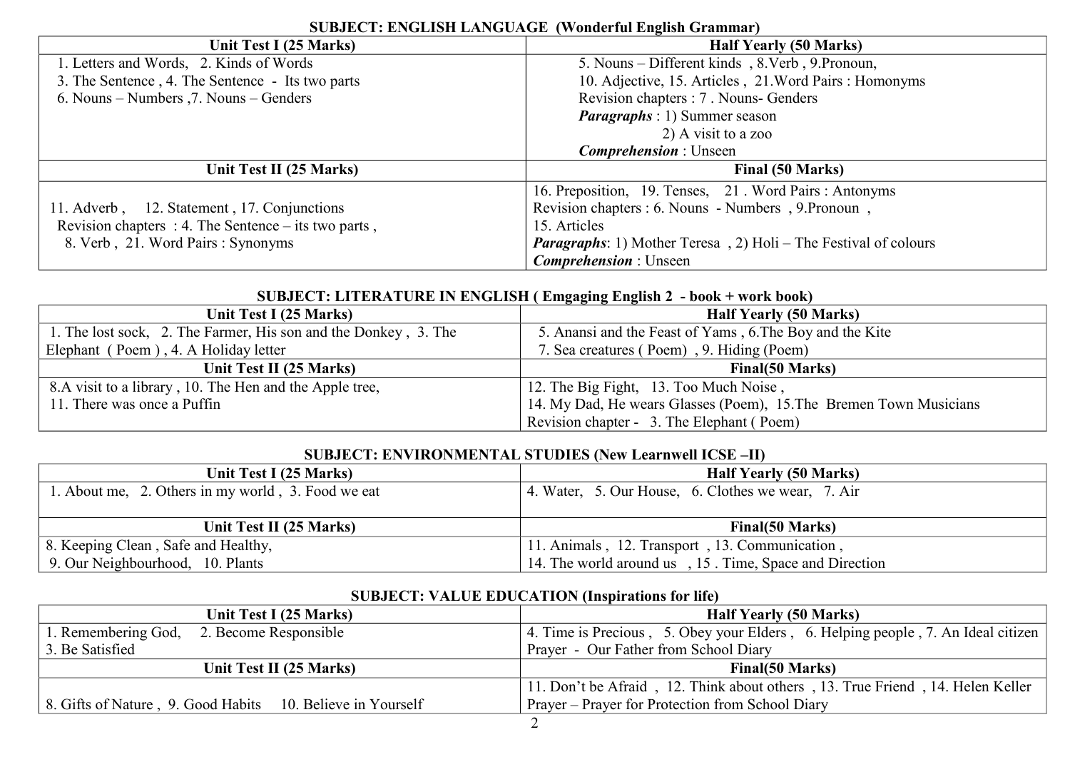### SUBJECT: ENGLISH LANGUAGE (Wonderful English Grammar)

| Unit Test I (25 Marks) | Half Yearly (50 Marks) |
|---|---|
| 1. Letters and Words, 2. Kinds of Words<br>3. The Sentence , 4. The Sentence - Its two parts<br>6. Nouns – Numbers ,7. Nouns – Genders | 5. Nouns – Different kinds , 8.Verb , 9.Pronoun,<br>10. Adjective, 15. Articles , 21.Word Pairs : Homonyms<br>Revision chapters : 7 . Nouns- Genders<br>***Paragraphs*** : 1) Summer season<br>2) A visit to a zoo<br>***Comprehension*** : Unseen |
| **Unit Test II (25 Marks)** | **Final (50 Marks)** |
| 11. Adverb , 12. Statement , 17. Conjunctions<br>Revision chapters : 4. The Sentence – its two parts ,<br>8. Verb , 21. Word Pairs : Synonyms | 16. Preposition, 19. Tenses, 21 . Word Pairs : Antonyms<br>Revision chapters : 6. Nouns - Numbers , 9.Pronoun ,<br>15. Articles<br>***Paragraphs***: 1) Mother Teresa , 2) Holi – The Festival of colours<br>***Comprehension*** : Unseen |

### SUBJECT: LITERATURE IN ENGLISH ( Emgaging English 2 - book + work book)

| Unit Test I (25 Marks) | Half Yearly (50 Marks) |
|---|---|
| 1. The lost sock, 2. The Farmer, His son and the Donkey , 3. The Elephant ( Poem ) , 4. A Holiday letter | 5. Anansi and the Feast of Yams , 6.The Boy and the Kite<br>7. Sea creatures ( Poem) , 9. Hiding (Poem) |
| **Unit Test II (25 Marks)** | **Final(50 Marks)** |
| 8.A visit to a library , 10. The Hen and the Apple tree,<br>11. There was once a Puffin | 12. The Big Fight, 13. Too Much Noise ,<br>14. My Dad, He wears Glasses (Poem), 15.The Bremen Town Musicians<br>Revision chapter - 3. The Elephant ( Poem) |

### SUBJECT: ENVIRONMENTAL STUDIES (New Learnwell ICSE –II)

| Unit Test I (25 Marks) | Half Yearly (50 Marks) |
|---|---|
| 1. About me, 2. Others in my world , 3. Food we eat | 4. Water, 5. Our House, 6. Clothes we wear, 7. Air |
| **Unit Test II (25 Marks)** | **Final(50 Marks)** |
| 8. Keeping Clean , Safe and Healthy,<br>9. Our Neighbourhood, 10. Plants | 11. Animals , 12. Transport , 13. Communication ,<br>14. The world around us , 15 . Time, Space and Direction |

### SUBJECT: VALUE EDUCATION (Inspirations for life)

| Unit Test I (25 Marks) | Half Yearly (50 Marks) |
|---|---|
| 1. Remembering God, 2. Become Responsible<br>3. Be Satisfied | 4. Time is Precious , 5. Obey your Elders , 6. Helping people , 7. An Ideal citizen<br>Prayer - Our Father from School Diary |
| **Unit Test II (25 Marks)** | **Final(50 Marks)** |
| 8. Gifts of Nature , 9. Good Habits 10. Believe in Yourself | 11. Don't be Afraid , 12. Think about others , 13. True Friend , 14. Helen Keller<br>Prayer – Prayer for Protection from School Diary |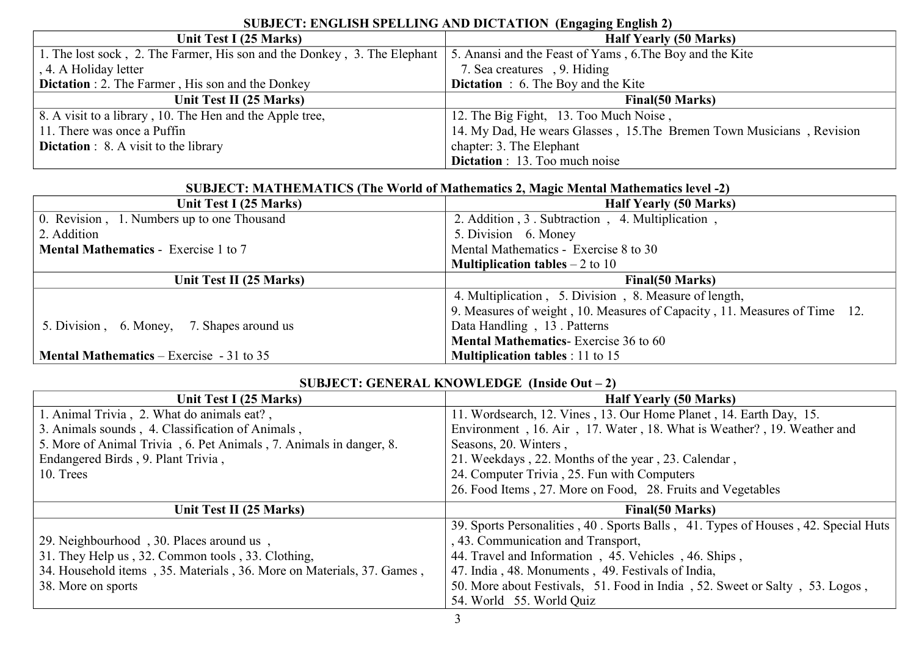**SUBJECT: ENGLISH SPELLING AND DICTATION (Engaging English 2)**

| Unit Test I (25 Marks) | Half Yearly (50 Marks) |
|---|---|
| 1. The lost sock , 2. The Farmer, His son and the Donkey , 3. The Elephant , 4. A Holiday letter<br>**Dictation** : 2. The Farmer , His son and the Donkey | 5. Anansi and the Feast of Yams , 6.The Boy and the Kite<br>7. Sea creatures , 9. Hiding<br>**Dictation** : 6. The Boy and the Kite |
| **Unit Test II (25 Marks)** | **Final(50 Marks)** |
| 8. A visit to a library , 10. The Hen and the Apple tree,<br>11. There was once a Puffin<br>**Dictation** : 8. A visit to the library | 12. The Big Fight, 13. Too Much Noise ,<br>14. My Dad, He wears Glasses , 15.The Bremen Town Musicians , Revision chapter: 3. The Elephant<br>**Dictation** : 13. Too much noise |

**SUBJECT: MATHEMATICS (The World of Mathematics 2, Magic Mental Mathematics level -2)**

| Unit Test I (25 Marks) | Half Yearly (50 Marks) |
|---|---|
| 0. Revision , 1. Numbers up to one Thousand<br>2. Addition<br>**Mental Mathematics** - Exercise 1 to 7 | 2. Addition , 3 . Subtraction , 4. Multiplication ,<br>5. Division 6. Money<br>Mental Mathematics - Exercise 8 to 30<br>**Multiplication tables** – 2 to 10 |
| **Unit Test II (25 Marks)** | **Final(50 Marks)** |
| 5. Division , 6. Money, 7. Shapes around us<br>**Mental Mathematics** – Exercise - 31 to 35 | 4. Multiplication , 5. Division , 8. Measure of length,<br>9. Measures of weight , 10. Measures of Capacity , 11. Measures of Time 12. Data Handling , 13 . Patterns<br>**Mental Mathematics**- Exercise 36 to 60<br>**Multiplication tables** : 11 to 15 |

**SUBJECT: GENERAL KNOWLEDGE (Inside Out – 2)**

| Unit Test I (25 Marks) | Half Yearly (50 Marks) |
|---|---|
| 1. Animal Trivia , 2. What do animals eat? ,<br>3. Animals sounds , 4. Classification of Animals ,<br>5. More of Animal Trivia , 6. Pet Animals , 7. Animals in danger, 8. Endangered Birds , 9. Plant Trivia ,<br>10. Trees | 11. Wordsearch, 12. Vines , 13. Our Home Planet , 14. Earth Day, 15. Environment , 16. Air , 17. Water , 18. What is Weather? , 19. Weather and Seasons, 20. Winters ,<br>21. Weekdays , 22. Months of the year , 23. Calendar ,<br>24. Computer Trivia , 25. Fun with Computers<br>26. Food Items , 27. More on Food, 28. Fruits and Vegetables |
| **Unit Test II (25 Marks)** | **Final(50 Marks)** |
| 29. Neighbourhood , 30. Places around us ,<br>31. They Help us , 32. Common tools , 33. Clothing,<br>34. Household items , 35. Materials , 36. More on Materials, 37. Games ,<br>38. More on sports | 39. Sports Personalities , 40 . Sports Balls , 41. Types of Houses , 42. Special Huts , 43. Communication and Transport,<br>44. Travel and Information , 45. Vehicles , 46. Ships ,<br>47. India , 48. Monuments , 49. Festivals of India,<br>50. More about Festivals, 51. Food in India , 52. Sweet or Salty , 53. Logos ,<br>54. World 55. World Quiz |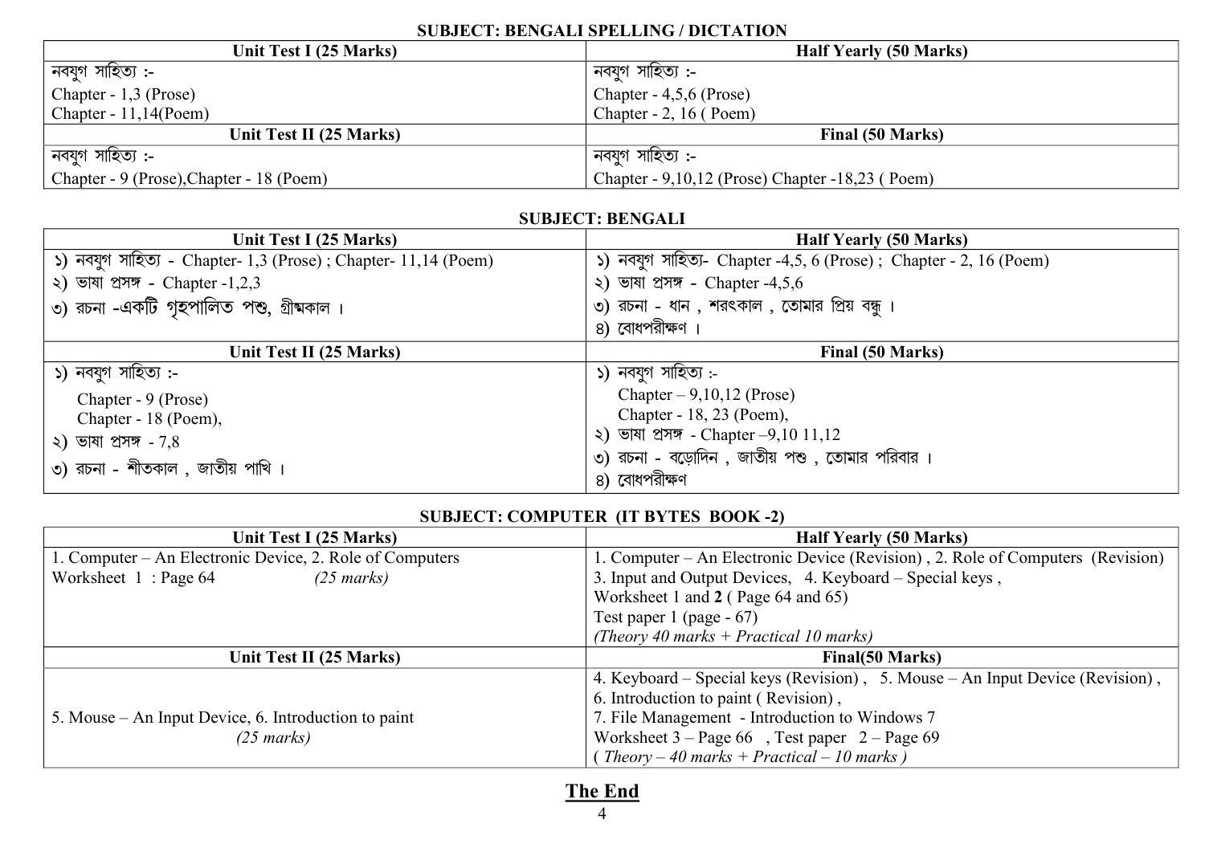**SUBJECT: BENGALI SPELLING / DICTATION**

| Unit Test I (25 Marks) | Half Yearly (50 Marks) |
|---|---|
| নবযুগ সাহিত্য :-<br>Chapter - 1,3 (Prose)<br>Chapter - 11,14(Poem) | নবযুগ সাহিত্য :-<br>Chapter - 4,5,6 (Prose)<br>Chapter - 2, 16 ( Poem) |
| **Unit Test II (25 Marks)** | **Final (50 Marks)** |
| নবযুগ সাহিত্য :-<br>Chapter - 9 (Prose),Chapter - 18 (Poem) | নবযুগ সাহিত্য :-<br>Chapter - 9,10,12 (Prose) Chapter -18,23 ( Poem) |

**SUBJECT: BENGALI**

| Unit Test I (25 Marks) | Half Yearly (50 Marks) |
|---|---|
| ১) নবযুগ সাহিত্য - Chapter- 1,3 (Prose) ; Chapter- 11,14 (Poem)<br>২) ভাষা প্রসঙ্গ - Chapter -1,2,3<br>৩) রচনা -একটি গৃহপালিত পশু, গ্রীষ্মকাল । | ১) নবযুগ সাহিত্য- Chapter -4,5, 6 (Prose) ; Chapter - 2, 16 (Poem)<br>২) ভাষা প্রসঙ্গ - Chapter -4,5,6<br>৩) রচনা - ধান , শরৎকাল , তোমার প্রিয় বন্ধু ।<br>৪) বোধপরীক্ষণ । |
| **Unit Test II (25 Marks)** | **Final (50 Marks)** |
| ১) নবযুগ সাহিত্য :-<br>Chapter - 9 (Prose)<br>Chapter - 18 (Poem),<br>২) ভাষা প্রসঙ্গ - 7,8<br>৩) রচনা - শীতকাল , জাতীয় পাখি । | ১) নবযুগ সাহিত্য :-<br>Chapter – 9,10,12 (Prose)<br>Chapter - 18, 23 (Poem),<br>২) ভাষা প্রসঙ্গ - Chapter –9,10 11,12<br>৩) রচনা - বড়োদিন , জাতীয় পশু , তোমার পরিবার ।<br>৪) বোধপরীক্ষণ |

**SUBJECT: COMPUTER (IT BYTES BOOK -2)**

| Unit Test I (25 Marks) | Half Yearly (50 Marks) |
|---|---|
| 1. Computer – An Electronic Device, 2. Role of Computers<br>Worksheet 1 : Page 64 *(25 marks)* | 1. Computer – An Electronic Device (Revision) , 2. Role of Computers (Revision)<br>3. Input and Output Devices, 4. Keyboard – Special keys ,<br>Worksheet 1 and **2** ( Page 64 and 65)<br>Test paper 1 (page - 67)<br>*(Theory 40 marks + Practical 10 marks)* |
| **Unit Test II (25 Marks)** | **Final(50 Marks)** |
| 5. Mouse – An Input Device, 6. Introduction to paint<br>*(25 marks)* | 4. Keyboard – Special keys (Revision) , 5. Mouse – An Input Device (Revision) ,<br>6. Introduction to paint ( Revision) ,<br>7. File Management - Introduction to Windows 7<br>Worksheet 3 – Page 66 , Test paper 2 – Page 69<br>*( Theory – 40 marks + Practical – 10 marks )* |

**The End**